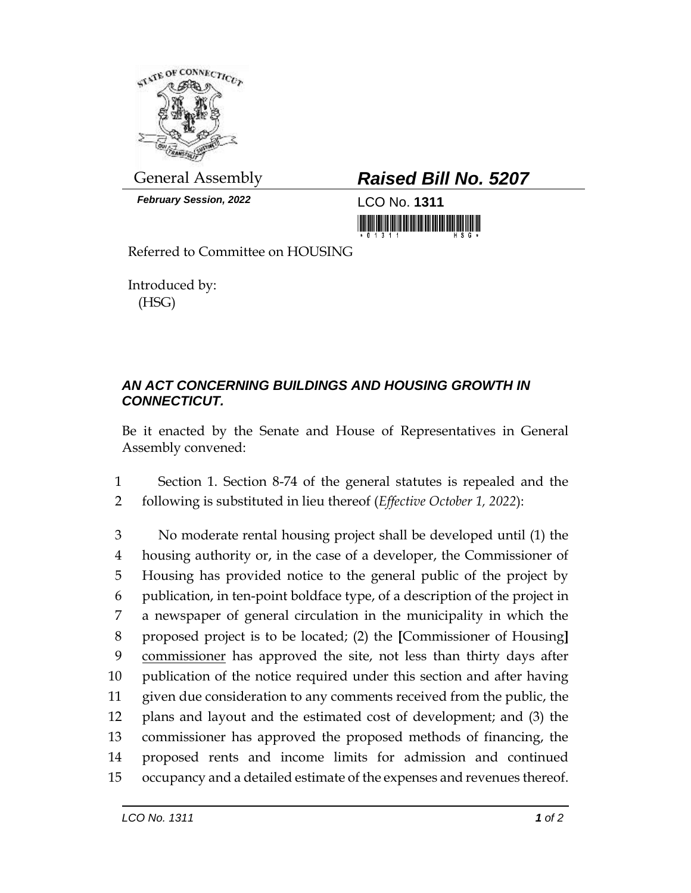General Assembly

*February Session, 2022*

# ***Raised Bill No. 5207***

LCO No. **1311**

Referred to Committee on HOUSING

Introduced by:
(HSG)

### ***AN ACT CONCERNING BUILDINGS AND HOUSING GROWTH IN CONNECTICUT.***

Be it enacted by the Senate and House of Representatives in General Assembly convened:

1 Section 1. Section 8-74 of the general statutes is repealed and the
2 following is substituted in lieu thereof (*Effective October 1, 2022*):

3 No moderate rental housing project shall be developed until (1) the
4 housing authority or, in the case of a developer, the Commissioner of
5 Housing has provided notice to the general public of the project by
6 publication, in ten-point boldface type, of a description of the project in
7 a newspaper of general circulation in the municipality in which the
8 proposed project is to be located; (2) the **[**Commissioner of Housing**]**
9 <u>commissioner</u> has approved the site, not less than thirty days after
10 publication of the notice required under this section and after having
11 given due consideration to any comments received from the public, the
12 plans and layout and the estimated cost of development; and (3) the
13 commissioner has approved the proposed methods of financing, the
14 proposed rents and income limits for admission and continued
15 occupancy and a detailed estimate of the expenses and revenues thereof.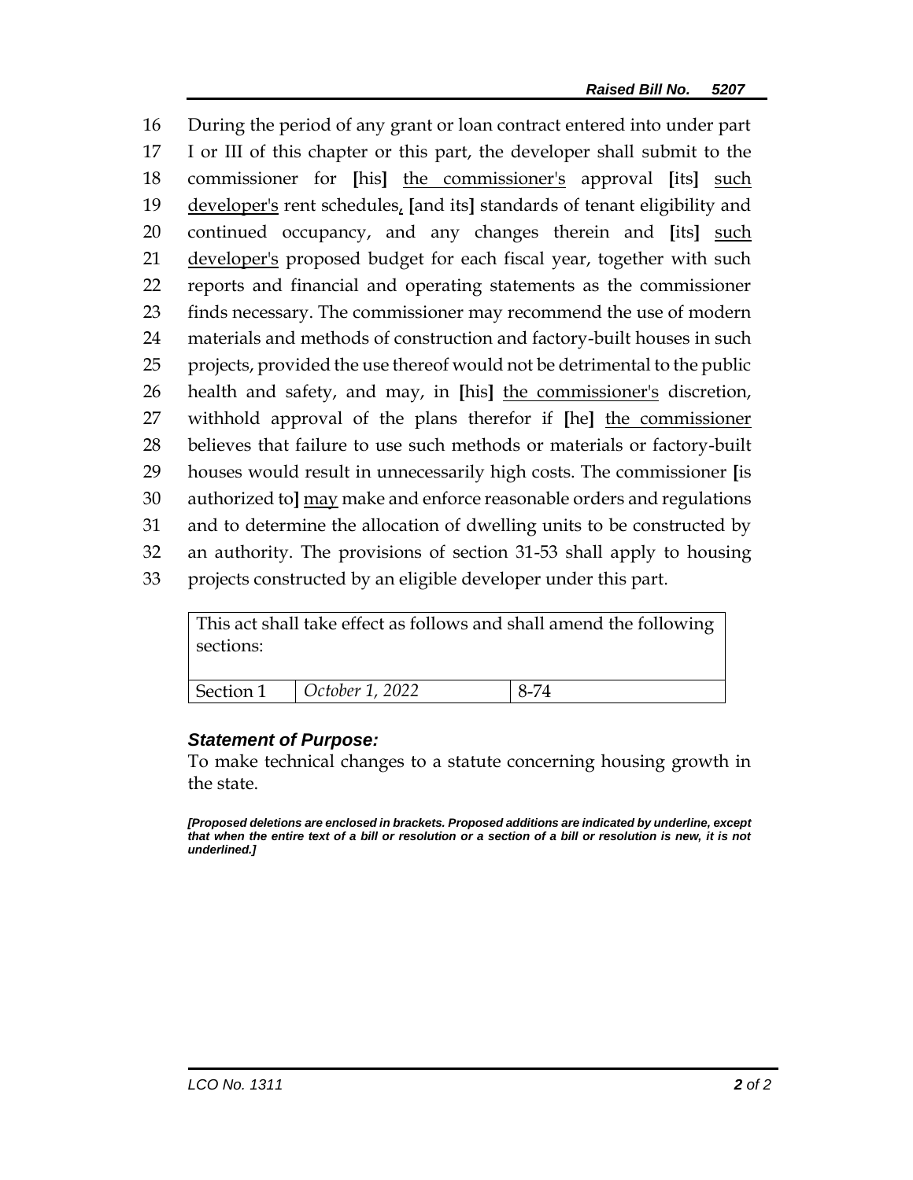16 During the period of any grant or loan contract entered into under part
17 I or III of this chapter or this part, the developer shall submit to the
18 commissioner for [his] <u>the commissioner's</u> approval [its] <u>such</u>
19 <u>developer's</u> rent schedules<u>,</u> [and its] standards of tenant eligibility and
20 continued occupancy, and any changes therein and [its] <u>such</u>
21 <u>developer's</u> proposed budget for each fiscal year, together with such
22 reports and financial and operating statements as the commissioner
23 finds necessary. The commissioner may recommend the use of modern
24 materials and methods of construction and factory-built houses in such
25 projects, provided the use thereof would not be detrimental to the public
26 health and safety, and may, in [his] <u>the commissioner's</u> discretion,
27 withhold approval of the plans therefor if [he] <u>the commissioner</u>
28 believes that failure to use such methods or materials or factory-built
29 houses would result in unnecessarily high costs. The commissioner [is
30 authorized to] <u>may</u> make and enforce reasonable orders and regulations
31 and to determine the allocation of dwelling units to be constructed by
32 an authority. The provisions of section 31-53 shall apply to housing
33 projects constructed by an eligible developer under this part.

| This act shall take effect as follows and shall amend the following sections: | | |
|---|---|---|
| Section 1 | *October 1, 2022* | 8-74 |

### *Statement of Purpose:*

To make technical changes to a statute concerning housing growth in the state.

***[Proposed deletions are enclosed in brackets. Proposed additions are indicated by underline, except that when the entire text of a bill or resolution or a section of a bill or resolution is new, it is not underlined.]***